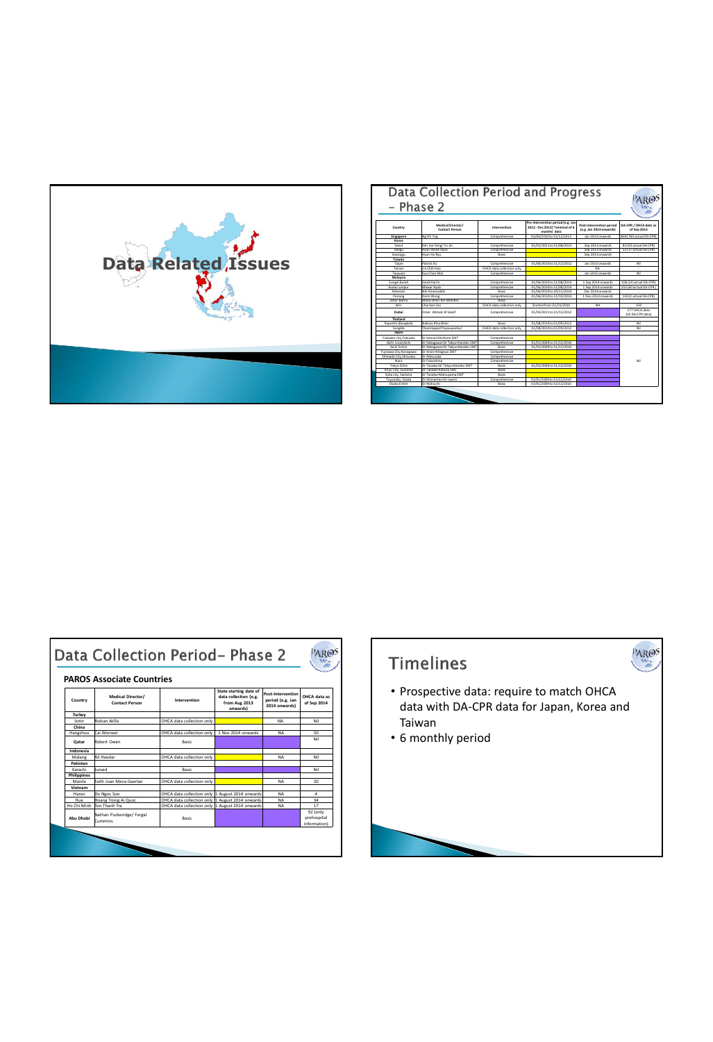# Data Related Issues

## Data Collection Period and Progress – Phase 2

| Country | Medical Director/ Contact Person | Intervention | Pre-intervention period (e.g. Jan 2012 - Dec 2013) *minimal of 6 months' data | Post-intervention period (e.g. Jan 2014 onwards) | DA-CPR / OHCA data as of Sep 2014 |
|---|---|---|---|---|---|
| **Singapore** | Ng Yih Ying | Comprehensive | 01/04/2010 to 31/12/2012 | Jan 2013 onwards | 3649 (760 actual DA-CPR) |
| **Korea** | | | | | |
| Seoul | Kim Joo Yong/ Yu Jin | Comprehensive | 01/01/2011 to 31/08/2013 | Sep 2013 onwards | 83 (50 actual DA-CPR) |
| Daegu | Hyun Wook Ryoo | Comprehensive | | Sep 2013 onwards | 22 (17 actual DA-CPR) |
| Gwangju | Hyun Ho Ryu | Basic | | Sep 2013 onwards | - |
| **Taiwan** | | | | | |
| Taipei | Patrick Ko | Comprehensive | 01/06/2010 to 31/12/2012 | Jan 2013 onwards | Nil |
| Tainan | Lin Chih-Hao | OHCA data collection only | | NA | |
| Taoyuan | Kuo Chan-Wei | Comprehensive | | Jan 2015 onwards | Nil |
| **Malaysia** | | | | | |
| Sungai Buloh | Sarah Hanim | Comprehensive | 01/06/2010 to 31/08/2014 | 1 Sep 2014 onwards | 106 (34 actual DA-CPR) |
| Kuala Lumpur | Mazpri Ayob | Comprehensive | 01/06/2010 to 31/08/2014 | 1 Sep 2014 onwards | 253 (90 actual DA-CPR) |
| Kelantan | Nik Hisamuddin | Basic | 01/06/2010 to 30/11/2014 | Dec 2014 onwards | |
| Penang | Ooi Wei Wong | Comprehensive | 01/06/2010 to 31/10/2014 | 1 Nov 2014 onwards | 143 (2 actual DA-CPR) |
| Johor Bahru | Mohd Amin bin Mohidin | Basic | | | |
| Miri | Chia Kan Oon | OHCA data collection only | Started from 01/01/2014 | NA | 159 |
| **Dubai** | Omer Ahmed Al Sakaf | Comprehensive | 01/03/2011 to 31/12/2012 | | 577 OHCA data (nil DA-CPR data) |
| **Thailand** | | | | | |
| Rajavithi (Bangkok) | Nalinas Khunkhlai | Basic | 01/08/2010 to 31/08/2012 | | Nil |
| Songkla | Thammapad Piyasuwankul | OHCA data collection only | 01/08/2010 to 31/08/2012 | | Nil |
| **Japan** | | | | | |
| Fukuoka city, Fukuoka | Dr Kanna+Shiohama EMT | Comprehensive | | | |
| Aichi Local, Aichi | Dr Nakagawa+Dr Tokyo+Kaneko EMT | Comprehensive | 01/01/2009 to 31/12/2010 | | |
| Aichi Entire | Dr Nakagawa+Dr Tokyo+Kaneko EMT | Basic | 01/01/2009 to 31/12/2010 | | |
| Fujisawa City, Kanagawa | Dr Anan+Kitagaya EMT | Comprehensive | | | |
| Shimada City, Shizuoka | Dr Matsuoka | Comprehensive | | | |
| Nara | Dr Fukushima | Comprehensive | | | Nil |
| Tokyo Entire | Dr Tanaka+Dr Tokyo+Kaneko EMT | Basic | 01/01/2009 to 31/12/2010 | | |
| Kiryu City, Gunma | Dr Tanaka+Hatsuo EMT | Basic | | | |
| Soka City, Saitama | Dr Tanaka+Matsushima EMT | Basic | | | |
| Toyonaka, Osaka | Dr Shimamoto+Dr Iwami | Comprehensive | 01/01/2009 to 31/12/2010 | | |
| Osaka Entire | Dr Nishiuchi | Basic | 01/01/2009 to 31/12/2010 | | |

## Data Collection Period– Phase 2

### PAROS Associate Countries

| Country | Medical Director/ Contact Person | Intervention | State starting date of data collection (e.g. from Aug 2013 onwards) | Post-Intervention period (e.g. Jan 2014 onwards) | OHCA data as of Sep 2014 |
|---|---|---|---|---|---|
| **Turkey** | | | | | |
| Izmir | Ridvan Atilla | OHCA data collection only | | NA | Nil |
| **China** | | | | | |
| Hangzhou | Cai Wenwei | OHCA data collection only | 1 Nov 2014 onwards | NA | 50 |
| **Qatar** | Robert Owen | Basic | | | Nil |
| **Indonesia** | | | | | |
| Malang | Ali Haedar | OHCA data collection only | | NA | Nil |
| **Pakistan** | | | | | |
| Karachi | Junaid | Basic | | | Nil |
| **Philippines** | | | | | |
| Manila | Faith Joan Mesa-Gaerlan | OHCA data collection only | | NA | 20 |
| **Vietnam** | | | | | |
| Hanoi | Do Ngoc Son | OHCA data collection only | 1 August 2014 onwards | NA | 4 |
| Hue | Hoang Trong Ai Quoc | OHCA data collection only | 1 August 2014 onwards | NA | 34 |
| Ho Chi Minh | Ton Thanh Tra | OHCA data collection only | 1 August 2014 onwards | NA | 17 |
| **Abu Dhabi** | Nathan Puckeridge/ Fergal Cummins | Basic | | | 92 (only prehospital information) |

## Timelines

- Prospective data: require to match OHCA data with DA-CPR data for Japan, Korea and Taiwan
- 6 monthly period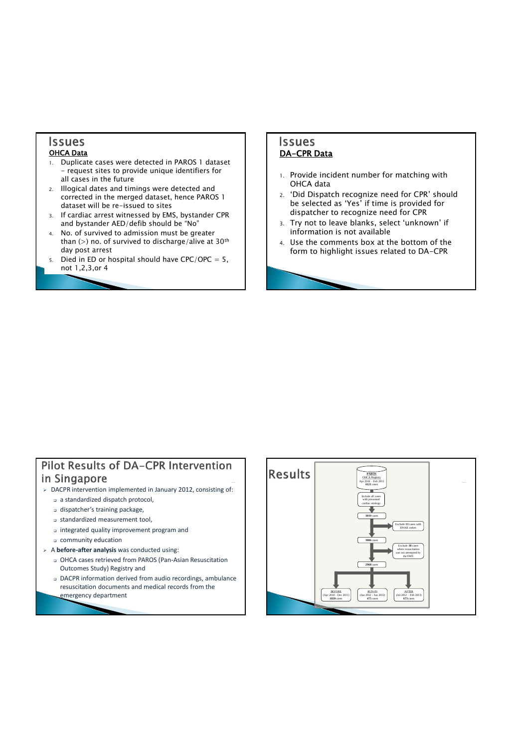# Issues

**OHCA Data**

1. Duplicate cases were detected in PAROS 1 dataset - request sites to provide unique identifiers for all cases in the future
2. Illogical dates and timings were detected and corrected in the merged dataset, hence PAROS 1 dataset will be re-issued to sites
3. If cardiac arrest witnessed by EMS, bystander CPR and bystander AED/defib should be "No"
4. No. of survived to admission must be greater than (>) no. of survived to discharge/alive at 30th day post arrest
5. Died in ED or hospital should have CPC/OPC = 5, not 1,2,3,or 4

# Issues

**DA-CPR Data**

1. Provide incident number for matching with OHCA data
2. 'Did Dispatch recognize need for CPR' should be selected as 'Yes' if time is provided for dispatcher to recognize need for CPR
3. Try not to leave blanks, select 'unknown' if information is not available
4. Use the comments box at the bottom of the form to highlight issues related to DA-CPR

# Pilot Results of DA-CPR Intervention in Singapore

- DACPR intervention implemented in January 2012, consisting of:
  - a standardized dispatch protocol,
  - dispatcher's training package,
  - standardized measurement tool,
  - integrated quality improvement program and
  - community education
- A **before-after analysis** was conducted using:
  - OHCA cases retrieved from PAROS (Pan-Asian Resuscitation Outcomes Study) Registry and
  - DACPR information derived from audio recordings, ambulance resuscitation documents and medical records from the emergency department

# Results

PAROS OHCA Registry
Apr 2010 – Feb 2013
**4121** cases

Include all cases with presumed cardiac etiology

**3019** cases

Exclude **13** cases with DNAR orders

**3006** cases

Exclude **38** cases where resuscitation was not attempted by the EMS

**2968** cases

| BEFORE | RUN-IN | AFTER |
|---|---|---|
| (Apr 2010 - Dec 2011) | (Jan 2012 – Jun 2012) | (Jul 2012 – Feb 2013) |
| **1820** cases | **475** cases | **673** cases |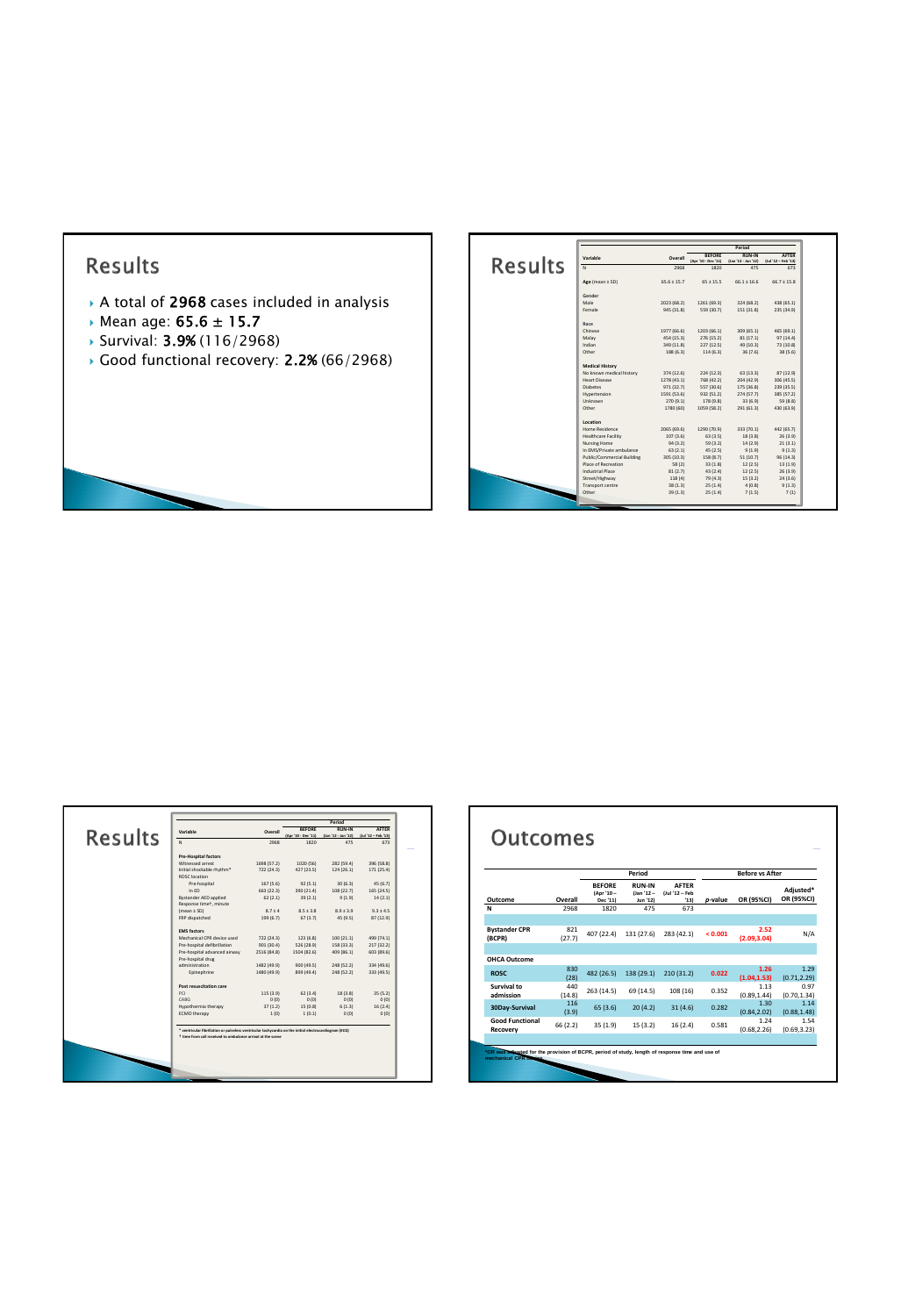# Results

- A total of **2968** cases included in analysis
- Mean age: **65.6 ± 15.7**
- Survival: **3.9%** (116/2968)
- Good functional recovery: **2.2%** (66/2968)

# Results

| Variable | Overall | BEFORE (Apr '10 – Dec '11) | RUN-IN (Jan '12 – Jun '12) | AFTER (Jul '12 – Feb '13) |
|---|---|---|---|---|
| N | 2968 | 1820 | 475 | 673 |
| **Age** (mean ± SD) | 65.6 ± 15.7 | 65 ± 15.5 | 66.1 ± 16.6 | 66.7 ± 15.8 |
| **Gender** | | | | |
| Male | 2023 (68.2) | 1261 (69.3) | 324 (68.2) | 438 (65.1) |
| Female | 945 (31.8) | 559 (30.7) | 151 (31.8) | 235 (34.9) |
| **Race** | | | | |
| Chinese | 1977 (66.6) | 1203 (66.1) | 309 (65.1) | 465 (69.1) |
| Malay | 454 (15.3) | 276 (15.2) | 81 (17.1) | 97 (14.4) |
| Indian | 349 (11.8) | 227 (12.5) | 49 (10.3) | 73 (10.8) |
| Other | 188 (6.3) | 114 (6.3) | 36 (7.6) | 38 (5.6) |
| **Medical History** | | | | |
| No known medical history | 374 (12.6) | 224 (12.3) | 63 (13.3) | 87 (12.9) |
| Heart Disease | 1278 (43.1) | 768 (42.2) | 204 (42.9) | 306 (45.5) |
| Diabetes | 971 (32.7) | 557 (30.6) | 175 (36.8) | 239 (35.5) |
| Hypertension | 1591 (53.6) | 932 (51.2) | 274 (57.7) | 385 (57.2) |
| Unknown | 270 (9.1) | 178 (9.8) | 33 (6.9) | 59 (8.8) |
| Other | 1780 (60) | 1059 (58.2) | 291 (61.3) | 430 (63.9) |
| **Location** | | | | |
| Home Residence | 2065 (69.6) | 1290 (70.9) | 333 (70.1) | 442 (65.7) |
| Healthcare Facility | 107 (3.6) | 63 (3.5) | 18 (3.8) | 26 (3.9) |
| Nursing Home | 94 (3.2) | 59 (3.2) | 14 (2.9) | 21 (3.1) |
| In EMS/Private ambulance | 63 (2.1) | 45 (2.5) | 9 (1.9) | 9 (1.3) |
| Public/Commercial Building | 305 (10.3) | 158 (8.7) | 51 (10.7) | 96 (14.3) |
| Place of Recreation | 58 (2) | 33 (1.8) | 12 (2.5) | 13 (1.9) |
| Industrial Place | 81 (2.7) | 43 (2.4) | 12 (2.5) | 26 (3.9) |
| Street/Highway | 118 (4) | 79 (4.3) | 15 (3.2) | 24 (3.6) |
| Transport centre | 38 (1.3) | 25 (1.4) | 4 (0.8) | 9 (1.3) |
| Other | 39 (1.3) | 25 (1.4) | 7 (1.5) | 7 (1) |

# Results

| Variable | Overall | BEFORE (Apr '10 – Dec '11) | RUN-IN (Jan '12 – Jun '12) | AFTER (Jul '12 – Feb '13) |
|---|---|---|---|---|
| N | 2968 | 1820 | 475 | 673 |
| **Pre-Hospital factors** | | | | |
| Witnessed arrest | 1698 (57.2) | 1020 (56) | 282 (59.4) | 396 (58.8) |
| Initial shockable rhythm* | 722 (24.3) | 427 (23.5) | 124 (26.1) | 171 (25.4) |
| ROSC location | | | | |
| Pre-hospital | 167 (5.6) | 92 (5.1) | 30 (6.3) | 45 (6.7) |
| In ED | 663 (22.3) | 390 (21.4) | 108 (22.7) | 165 (24.5) |
| Bystander AED applied | 62 (2.1) | 39 (2.1) | 9 (1.9) | 14 (2.1) |
| Response time†, minute (mean ± SD) | 8.7 ± 4 | 8.5 ± 3.8 | 8.9 ± 3.9 | 9.3 ± 4.5 |
| FRP dispatched | 199 (6.7) | 67 (3.7) | 45 (9.5) | 87 (12.9) |
| **EMS factors** | | | | |
| Mechanical CPR device used | 722 (24.3) | 123 (6.8) | 100 (21.1) | 499 (74.1) |
| Pre-hospital defibrillation | 901 (30.4) | 526 (28.9) | 158 (33.3) | 217 (32.2) |
| Pre-hospital advanced airway | 2516 (84.8) | 1504 (82.6) | 409 (86.1) | 603 (89.6) |
| Pre-hospital drug administration | 1482 (49.9) | 900 (49.5) | 248 (52.2) | 334 (49.6) |
| Epinephrine | 1480 (49.9) | 899 (49.4) | 248 (52.2) | 333 (49.5) |
| **Post resuscitation care** | | | | |
| PCI | 115 (3.9) | 62 (3.4) | 18 (3.8) | 35 (5.2) |
| CABG | 0 (0) | 0 (0) | 0 (0) | 0 (0) |
| Hypothermia therapy | 37 (1.2) | 15 (0.8) | 6 (1.3) | 16 (2.4) |
| ECMO therapy | 1 (0) | 1 (0.1) | 0 (0) | 0 (0) |

* ventricular fibrillation or pulseless ventricular tachycardia on the initial electrocardiogram (ECG)
† time from call received to ambulance arrival at the scene

# Outcomes

| Outcome | Overall | BEFORE (Apr '10 – Dec '11) | RUN-IN (Jan '12 – Jun '12) | AFTER (Jul '12 – Feb '13) | p-value | OR (95%CI) | Adjusted* OR (95%CI) |
|---|---|---|---|---|---|---|---|
| N | 2968 | 1820 | 475 | 673 | | | |
| **Bystander CPR (BCPR)** | 821 (27.7) | 407 (22.4) | 131 (27.6) | 283 (42.1) | < 0.001 | 2.52 (2.09,3.04) | N/A |
| **OHCA Outcome** | | | | | | | |
| **ROSC** | 830 (28) | 482 (26.5) | 138 (29.1) | 210 (31.2) | 0.022 | 1.26 (1.04,1.53) | 1.29 (0.71,2.29) |
| **Survival to admission** | 440 (14.8) | 263 (14.5) | 69 (14.5) | 108 (16) | 0.352 | 1.13 (0.89,1.44) | 0.97 (0.70,1.34) |
| **30Day-Survival** | 116 (3.9) | 65 (3.6) | 20 (4.2) | 31 (4.6) | 0.282 | 1.30 (0.84,2.02) | 1.14 (0.88,1.48) |
| **Good Functional Recovery** | 66 (2.2) | 35 (1.9) | 15 (3.2) | 16 (2.4) | 0.581 | 1.24 (0.68,2.26) | 1.54 (0.69,3.23) |

*OR was adjusted for the provision of BCPR, period of study, length of response time and use of mechanical CPR device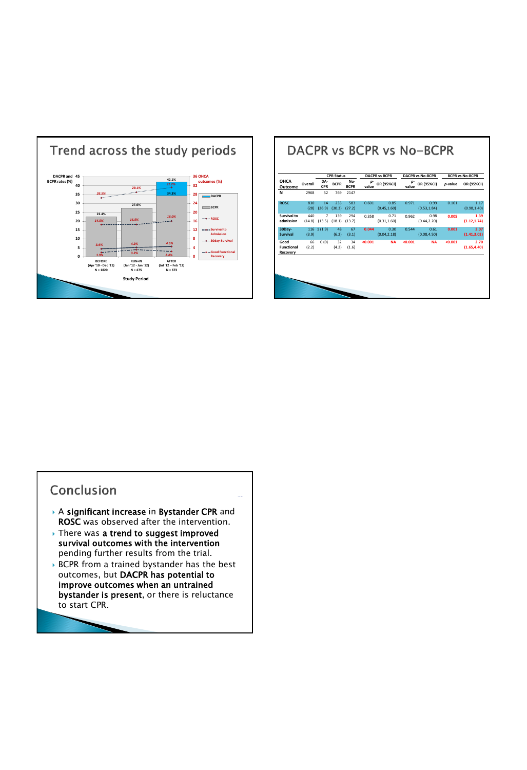## Trend across the study periods

DACPR and BCPR rates (%)

36 OHCA outcomes (%)

45, 40, 35, 30, 25, 20, 15, 10, 5, 0

32, 28, 24, 20, 16, 12, 8, 4, 0

42.1%

31.2%

34.3%

29.1%

26.5%

27.6%

22.4%

16.0%

14.5%

14.5%

3.6%

4.2%

4.6%

1.9%

3.2%

2.4%

DACPR

BCPR

ROSC

Survival to Admission

30day-Survival

Good Functional Recovery

BEFORE (Apr '10 - Dec '11) N = 1820

RUN-IN (Jan '12 - Jun '12) N = 475

AFTER (Jul '12 – Feb '13) N = 673

Study Period

## DACPR vs BCPR vs No-BCPR

| OHCA Outcome | Overall | CPR Status | | | DACPR vs BCPR | | DACPR vs No-BCPR | | BCPR vs No-BCPR | |
|---|---|---|---|---|---|---|---|---|---|---|
| | | DA-CPR | BCPR | No-BCPR | p-value | OR (95%CI) | p-value | OR (95%CI) | p-value | OR (95%CI) |
| N | 2968 | 52 | 769 | 2147 | | | | | | |
| ROSC | 830 (28) | 14 (26.9) | 233 (30.3) | 583 (27.2) | 0.601 | 0.85 (0.45,1.60) | 0.971 | 0.99 (0.53,1.84) | 0.101 | 1.17 (0.98,1.40) |
| Survival to admission | 440 (14.8) | 7 (13.5) | 139 (18.1) | 294 (13.7) | 0.358 | 0.71 (0.31,1.60) | 0.962 | 0.98 (0.44,2.20) | 0.005 | 1.39 (1.12,1.74) |
| 30Day-Survival | 116 (3.9) | 1 (1.9) | 48 (6.2) | 67 (3.1) | 0.044 | 0.30 (0.04,2.18) | 0.544 | 0.61 (0.08,4.50) | 0.001 | 2.07 (1.41,3.02) |
| Good Functional Recovery | 66 (2.2) | 0 (0) | 32 (4.2) | 34 (1.6) | <0.001 | NA | <0.001 | NA | <0.001 | 2.70 (1.65,4.40) |

## Conclusion

- A **significant increase** in **Bystander CPR** and **ROSC** was observed after the intervention.
- There was **a trend to suggest improved survival outcomes with the intervention** pending further results from the trial.
- BCPR from a trained bystander has the best outcomes, but **DACPR has potential to improve outcomes when an untrained bystander is present**, or there is reluctance to start CPR.